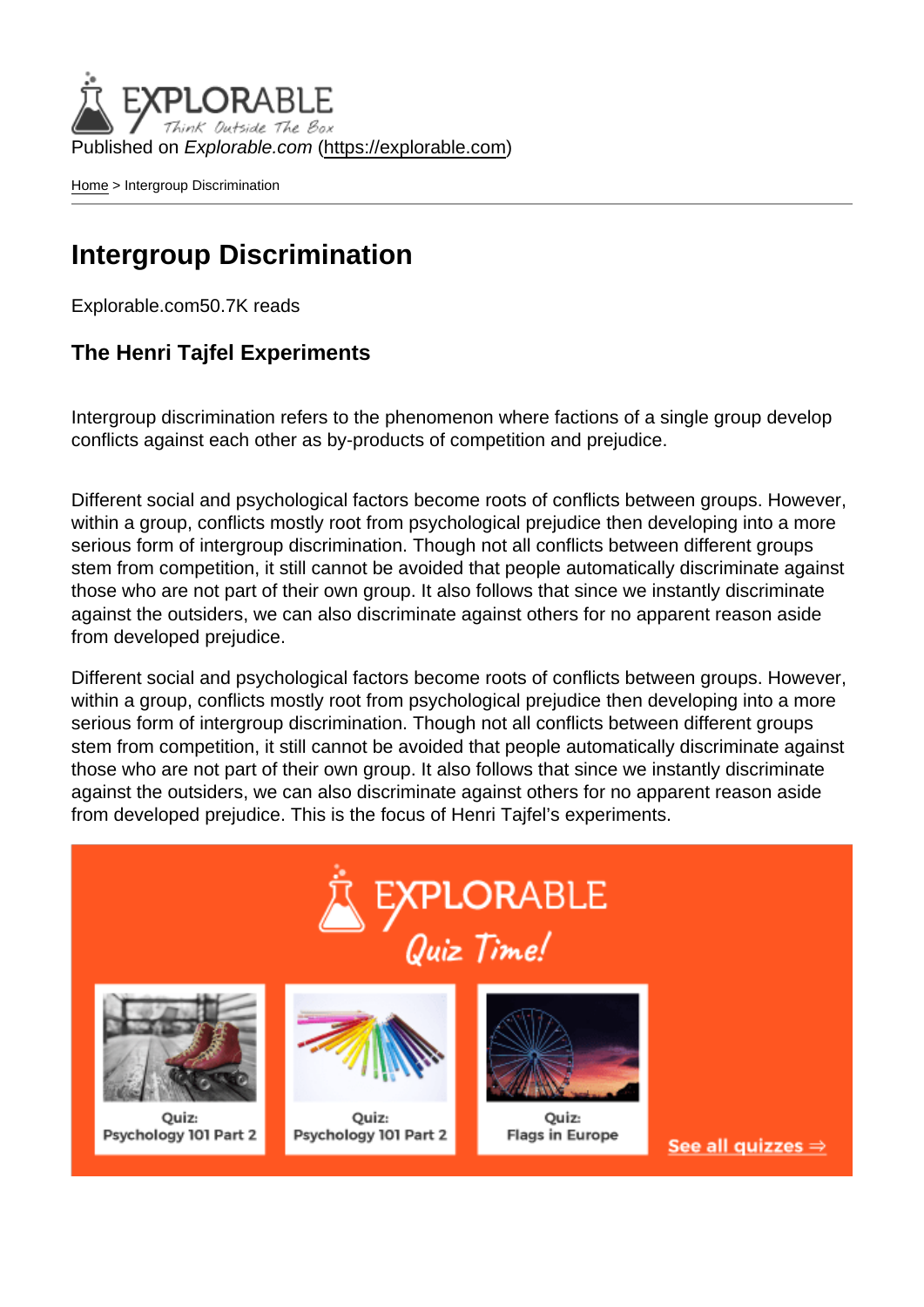Published on *Explorable.com* (https://explorable.com)

Home > Intergroup Discrimination

# Intergroup Discrimination

Explorable.com50.7K reads

### The Henri Tajfel Experiments

Intergroup discrimination refers to the phenomenon where factions of a single group develop conflicts against each other as by-products of competition and prejudice.

Different social and psychological factors become roots of conflicts between groups. However, within a group, conflicts mostly root from psychological prejudice then developing into a more serious form of intergroup discrimination. Though not all conflicts between different groups stem from competition, it still cannot be avoided that people automatically discriminate against those who are not part of their own group. It also follows that since we instantly discriminate against the outsiders, we can also discriminate against others for no apparent reason aside from developed prejudice.

Different social and psychological factors become roots of conflicts between groups. However, within a group, conflicts mostly root from psychological prejudice then developing into a more serious form of intergroup discrimination. Though not all conflicts between different groups stem from competition, it still cannot be avoided that people automatically discriminate against those who are not part of their own group. It also follows that since we instantly discriminate against the outsiders, we can also discriminate against others for no apparent reason aside from developed prejudice. This is the focus of Henri Tajfel's experiments.

EXPLORABLE
Quiz Time!

Quiz:
Psychology 101 Part 2

Quiz:
Psychology 101 Part 2

Quiz:
Flags in Europe

See all quizzes ⇒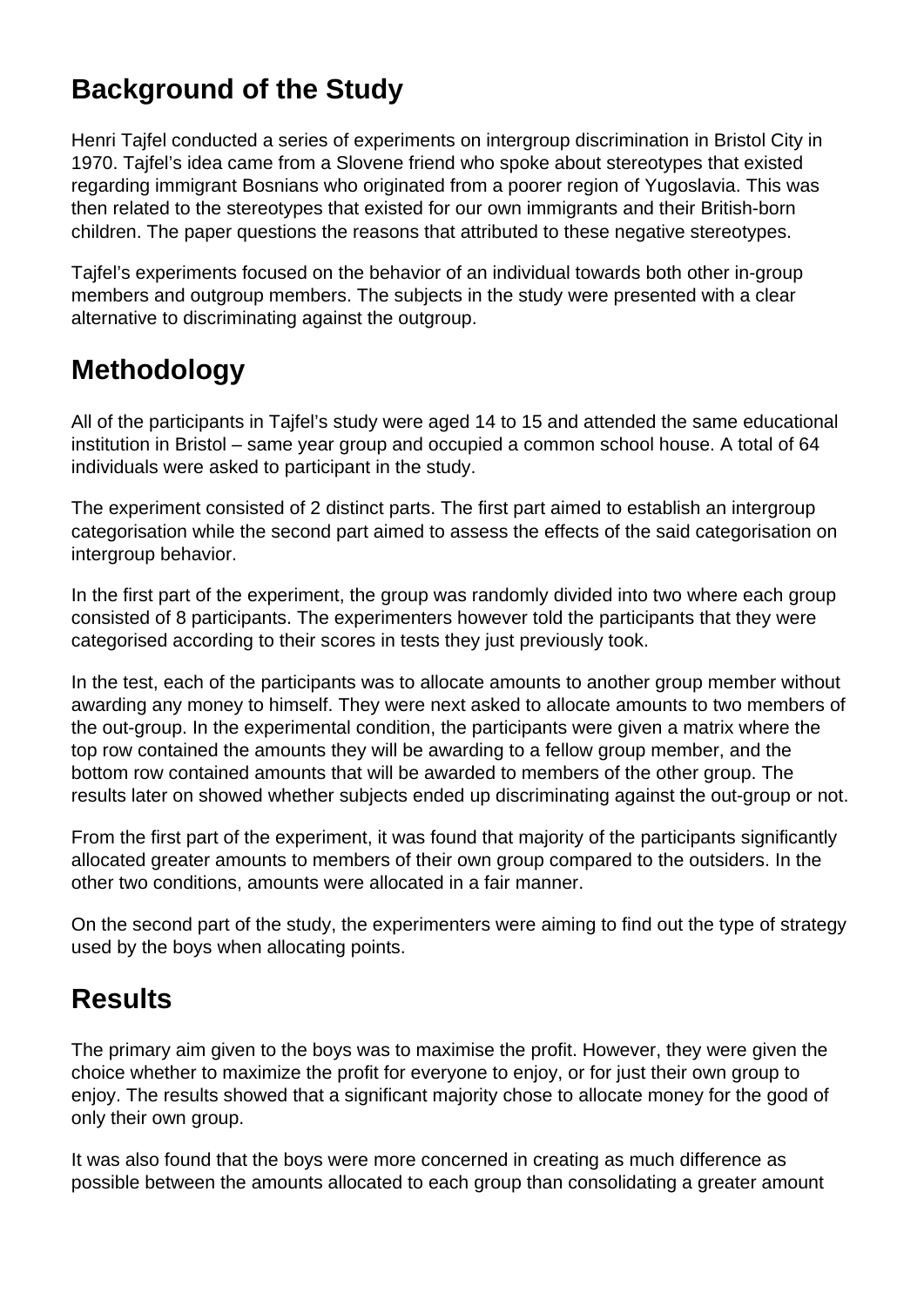## Background of the Study

Henri Tajfel conducted a series of experiments on intergroup discrimination in Bristol City in 1970. Tajfel's idea came from a Slovene friend who spoke about stereotypes that existed regarding immigrant Bosnians who originated from a poorer region of Yugoslavia. This was then related to the stereotypes that existed for our own immigrants and their British-born children. The paper questions the reasons that attributed to these negative stereotypes.

Tajfel's experiments focused on the behavior of an individual towards both other in-group members and outgroup members. The subjects in the study were presented with a clear alternative to discriminating against the outgroup.

## Methodology

All of the participants in Tajfel's study were aged 14 to 15 and attended the same educational institution in Bristol – same year group and occupied a common school house. A total of 64 individuals were asked to participant in the study.

The experiment consisted of 2 distinct parts. The first part aimed to establish an intergroup categorisation while the second part aimed to assess the effects of the said categorisation on intergroup behavior.

In the first part of the experiment, the group was randomly divided into two where each group consisted of 8 participants. The experimenters however told the participants that they were categorised according to their scores in tests they just previously took.

In the test, each of the participants was to allocate amounts to another group member without awarding any money to himself. They were next asked to allocate amounts to two members of the out-group. In the experimental condition, the participants were given a matrix where the top row contained the amounts they will be awarding to a fellow group member, and the bottom row contained amounts that will be awarded to members of the other group. The results later on showed whether subjects ended up discriminating against the out-group or not.

From the first part of the experiment, it was found that majority of the participants significantly allocated greater amounts to members of their own group compared to the outsiders. In the other two conditions, amounts were allocated in a fair manner.

On the second part of the study, the experimenters were aiming to find out the type of strategy used by the boys when allocating points.

## Results

The primary aim given to the boys was to maximise the profit. However, they were given the choice whether to maximize the profit for everyone to enjoy, or for just their own group to enjoy. The results showed that a significant majority chose to allocate money for the good of only their own group.

It was also found that the boys were more concerned in creating as much difference as possible between the amounts allocated to each group than consolidating a greater amount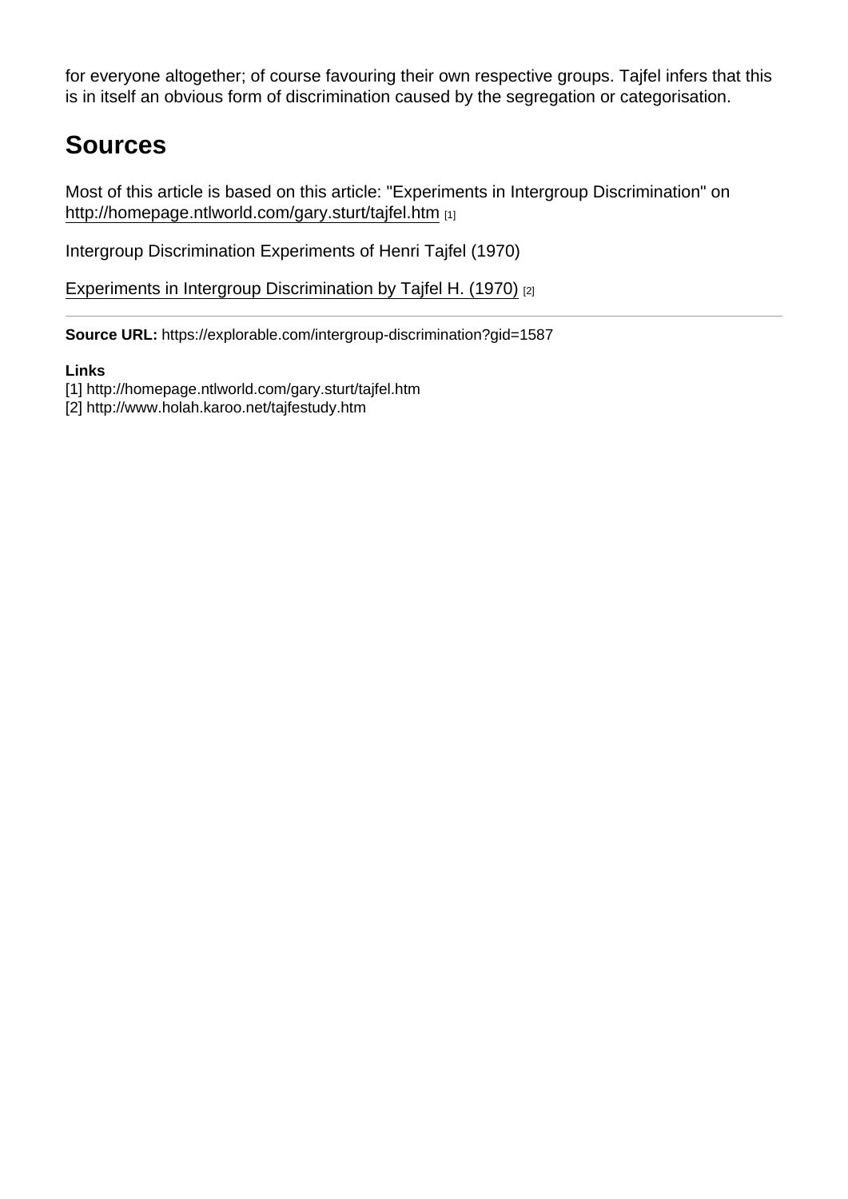for everyone altogether; of course favouring their own respective groups. Tajfel infers that this is in itself an obvious form of discrimination caused by the segregation or categorisation.

## Sources

Most of this article is based on this article: "Experiments in Intergroup Discrimination" on http://homepage.ntlworld.com/gary.sturt/tajfel.htm [1]

Intergroup Discrimination Experiments of Henri Tajfel (1970)

Experiments in Intergroup Discrimination by Tajfel H. (1970) [2]

---

**Source URL:** https://explorable.com/intergroup-discrimination?gid=1587

**Links**
[1] http://homepage.ntlworld.com/gary.sturt/tajfel.htm
[2] http://www.holah.karoo.net/tajfestudy.htm